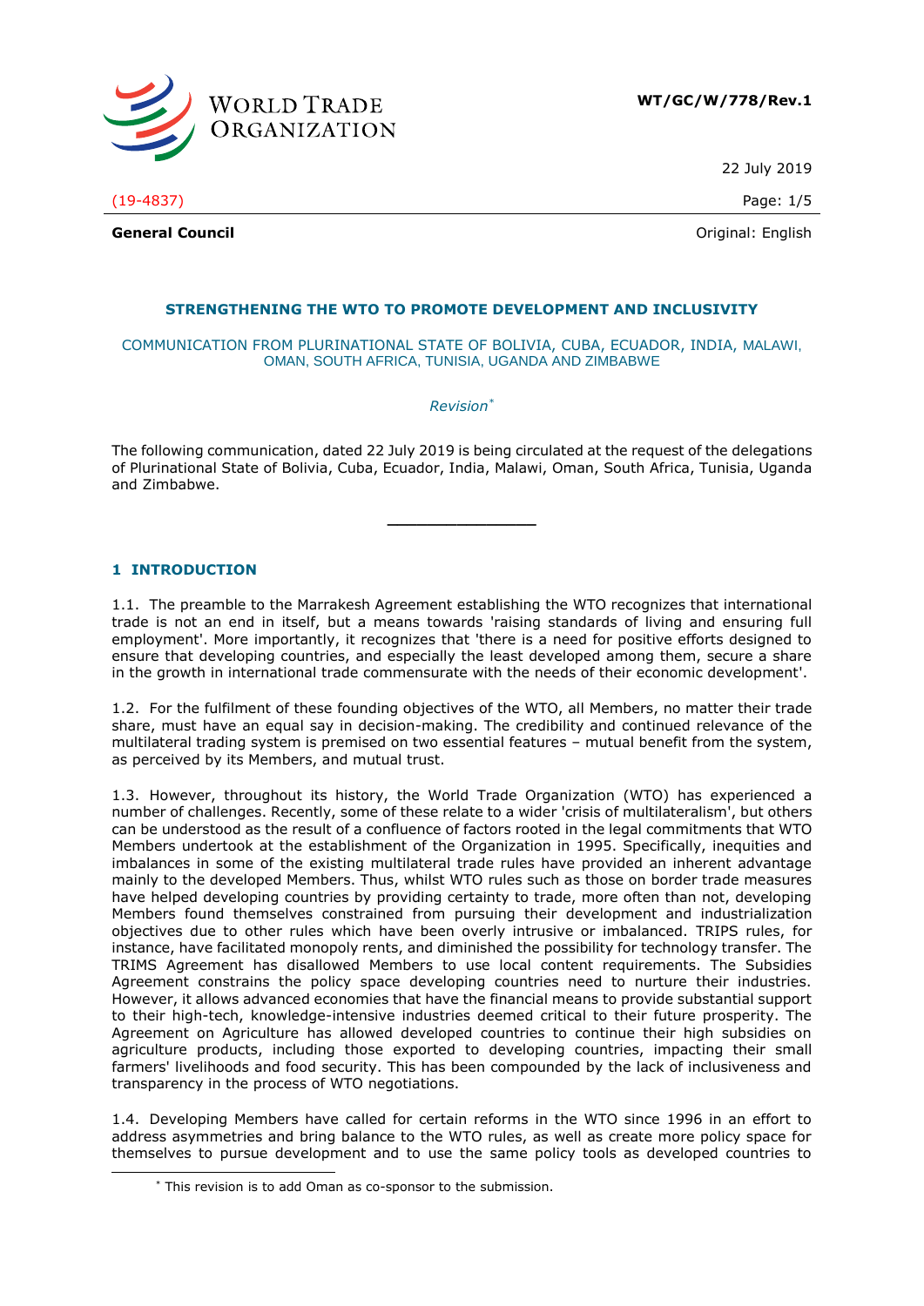WT/GC/W/778/Rev.1

22 July 2019

(19-4837)

**General Council**

Original: English

## STRENGTHENING THE WTO TO PROMOTE DEVELOPMENT AND INCLUSIVITY

COMMUNICATION FROM PLURINATIONAL STATE OF BOLIVIA, CUBA, ECUADOR, INDIA, MALAWI, OMAN, SOUTH AFRICA, TUNISIA, UGANDA AND ZIMBABWE

*Revision*[*]

The following communication, dated 22 July 2019 is being circulated at the request of the delegations of Plurinational State of Bolivia, Cuba, Ecuador, India, Malawi, Oman, South Africa, Tunisia, Uganda and Zimbabwe.

---

## 1 INTRODUCTION

1.1. The preamble to the Marrakesh Agreement establishing the WTO recognizes that international trade is not an end in itself, but a means towards 'raising standards of living and ensuring full employment'. More importantly, it recognizes that 'there is a need for positive efforts designed to ensure that developing countries, and especially the least developed among them, secure a share in the growth in international trade commensurate with the needs of their economic development'.

1.2. For the fulfilment of these founding objectives of the WTO, all Members, no matter their trade share, must have an equal say in decision-making. The credibility and continued relevance of the multilateral trading system is premised on two essential features – mutual benefit from the system, as perceived by its Members, and mutual trust.

1.3. However, throughout its history, the World Trade Organization (WTO) has experienced a number of challenges. Recently, some of these relate to a wider 'crisis of multilateralism', but others can be understood as the result of a confluence of factors rooted in the legal commitments that WTO Members undertook at the establishment of the Organization in 1995. Specifically, inequities and imbalances in some of the existing multilateral trade rules have provided an inherent advantage mainly to the developed Members. Thus, whilst WTO rules such as those on border trade measures have helped developing countries by providing certainty to trade, more often than not, developing Members found themselves constrained from pursuing their development and industrialization objectives due to other rules which have been overly intrusive or imbalanced. TRIPS rules, for instance, have facilitated monopoly rents, and diminished the possibility for technology transfer. The TRIMS Agreement has disallowed Members to use local content requirements. The Subsidies Agreement constrains the policy space developing countries need to nurture their industries. However, it allows advanced economies that have the financial means to provide substantial support to their high-tech, knowledge-intensive industries deemed critical to their future prosperity. The Agreement on Agriculture has allowed developed countries to continue their high subsidies on agriculture products, including those exported to developing countries, impacting their small farmers' livelihoods and food security. This has been compounded by the lack of inclusiveness and transparency in the process of WTO negotiations.

1.4. Developing Members have called for certain reforms in the WTO since 1996 in an effort to address asymmetries and bring balance to the WTO rules, as well as create more policy space for themselves to pursue development and to use the same policy tools as developed countries to

---

[*] This revision is to add Oman as co-sponsor to the submission.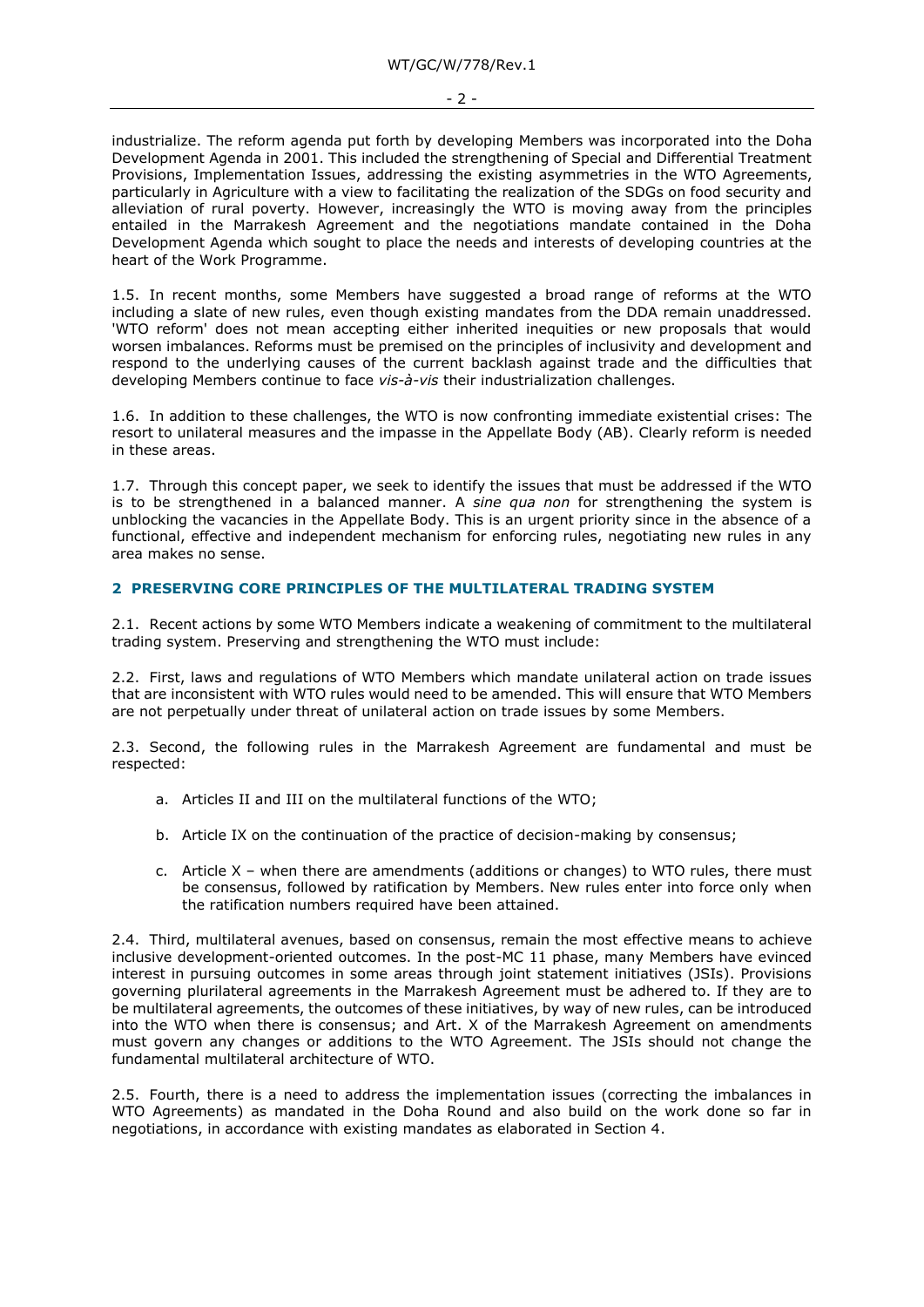industrialize. The reform agenda put forth by developing Members was incorporated into the Doha Development Agenda in 2001. This included the strengthening of Special and Differential Treatment Provisions, Implementation Issues, addressing the existing asymmetries in the WTO Agreements, particularly in Agriculture with a view to facilitating the realization of the SDGs on food security and alleviation of rural poverty. However, increasingly the WTO is moving away from the principles entailed in the Marrakesh Agreement and the negotiations mandate contained in the Doha Development Agenda which sought to place the needs and interests of developing countries at the heart of the Work Programme.

1.5. In recent months, some Members have suggested a broad range of reforms at the WTO including a slate of new rules, even though existing mandates from the DDA remain unaddressed. 'WTO reform' does not mean accepting either inherited inequities or new proposals that would worsen imbalances. Reforms must be premised on the principles of inclusivity and development and respond to the underlying causes of the current backlash against trade and the difficulties that developing Members continue to face *vis-à-vis* their industrialization challenges.

1.6. In addition to these challenges, the WTO is now confronting immediate existential crises: The resort to unilateral measures and the impasse in the Appellate Body (AB). Clearly reform is needed in these areas.

1.7. Through this concept paper, we seek to identify the issues that must be addressed if the WTO is to be strengthened in a balanced manner. A *sine qua non* for strengthening the system is unblocking the vacancies in the Appellate Body. This is an urgent priority since in the absence of a functional, effective and independent mechanism for enforcing rules, negotiating new rules in any area makes no sense.

## 2 PRESERVING CORE PRINCIPLES OF THE MULTILATERAL TRADING SYSTEM

2.1. Recent actions by some WTO Members indicate a weakening of commitment to the multilateral trading system. Preserving and strengthening the WTO must include:

2.2. First, laws and regulations of WTO Members which mandate unilateral action on trade issues that are inconsistent with WTO rules would need to be amended. This will ensure that WTO Members are not perpetually under threat of unilateral action on trade issues by some Members.

2.3. Second, the following rules in the Marrakesh Agreement are fundamental and must be respected:

a. Articles II and III on the multilateral functions of the WTO;

b. Article IX on the continuation of the practice of decision-making by consensus;

c. Article X – when there are amendments (additions or changes) to WTO rules, there must be consensus, followed by ratification by Members. New rules enter into force only when the ratification numbers required have been attained.

2.4. Third, multilateral avenues, based on consensus, remain the most effective means to achieve inclusive development-oriented outcomes. In the post-MC 11 phase, many Members have evinced interest in pursuing outcomes in some areas through joint statement initiatives (JSIs). Provisions governing plurilateral agreements in the Marrakesh Agreement must be adhered to. If they are to be multilateral agreements, the outcomes of these initiatives, by way of new rules, can be introduced into the WTO when there is consensus; and Art. X of the Marrakesh Agreement on amendments must govern any changes or additions to the WTO Agreement. The JSIs should not change the fundamental multilateral architecture of WTO.

2.5. Fourth, there is a need to address the implementation issues (correcting the imbalances in WTO Agreements) as mandated in the Doha Round and also build on the work done so far in negotiations, in accordance with existing mandates as elaborated in Section 4.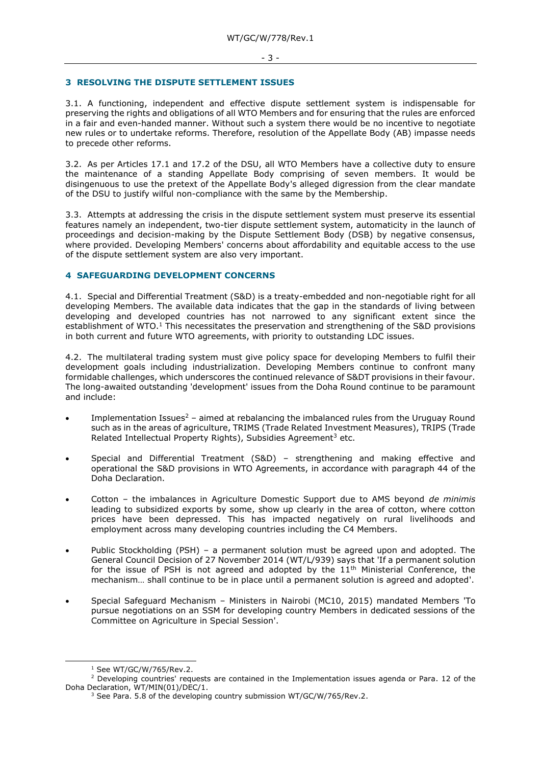## 3 RESOLVING THE DISPUTE SETTLEMENT ISSUES

3.1. A functioning, independent and effective dispute settlement system is indispensable for preserving the rights and obligations of all WTO Members and for ensuring that the rules are enforced in a fair and even-handed manner. Without such a system there would be no incentive to negotiate new rules or to undertake reforms. Therefore, resolution of the Appellate Body (AB) impasse needs to precede other reforms.

3.2. As per Articles 17.1 and 17.2 of the DSU, all WTO Members have a collective duty to ensure the maintenance of a standing Appellate Body comprising of seven members. It would be disingenuous to use the pretext of the Appellate Body's alleged digression from the clear mandate of the DSU to justify wilful non-compliance with the same by the Membership.

3.3. Attempts at addressing the crisis in the dispute settlement system must preserve its essential features namely an independent, two-tier dispute settlement system, automaticity in the launch of proceedings and decision-making by the Dispute Settlement Body (DSB) by negative consensus, where provided. Developing Members' concerns about affordability and equitable access to the use of the dispute settlement system are also very important.

## 4 SAFEGUARDING DEVELOPMENT CONCERNS

4.1. Special and Differential Treatment (S&D) is a treaty-embedded and non-negotiable right for all developing Members. The available data indicates that the gap in the standards of living between developing and developed countries has not narrowed to any significant extent since the establishment of WTO.[1] This necessitates the preservation and strengthening of the S&D provisions in both current and future WTO agreements, with priority to outstanding LDC issues.

4.2. The multilateral trading system must give policy space for developing Members to fulfil their development goals including industrialization. Developing Members continue to confront many formidable challenges, which underscores the continued relevance of S&DT provisions in their favour. The long-awaited outstanding 'development' issues from the Doha Round continue to be paramount and include:

- Implementation Issues[2] – aimed at rebalancing the imbalanced rules from the Uruguay Round such as in the areas of agriculture, TRIMS (Trade Related Investment Measures), TRIPS (Trade Related Intellectual Property Rights), Subsidies Agreement[3] etc.
- Special and Differential Treatment (S&D) – strengthening and making effective and operational the S&D provisions in WTO Agreements, in accordance with paragraph 44 of the Doha Declaration.
- Cotton – the imbalances in Agriculture Domestic Support due to AMS beyond *de minimis* leading to subsidized exports by some, show up clearly in the area of cotton, where cotton prices have been depressed. This has impacted negatively on rural livelihoods and employment across many developing countries including the C4 Members.
- Public Stockholding (PSH) – a permanent solution must be agreed upon and adopted. The General Council Decision of 27 November 2014 (WT/L/939) says that 'If a permanent solution for the issue of PSH is not agreed and adopted by the 11th Ministerial Conference, the mechanism… shall continue to be in place until a permanent solution is agreed and adopted'.
- Special Safeguard Mechanism – Ministers in Nairobi (MC10, 2015) mandated Members 'To pursue negotiations on an SSM for developing country Members in dedicated sessions of the Committee on Agriculture in Special Session'.

---

[1] See WT/GC/W/765/Rev.2.

[2] Developing countries' requests are contained in the Implementation issues agenda or Para. 12 of the Doha Declaration, WT/MIN(01)/DEC/1.

[3] See Para. 5.8 of the developing country submission WT/GC/W/765/Rev.2.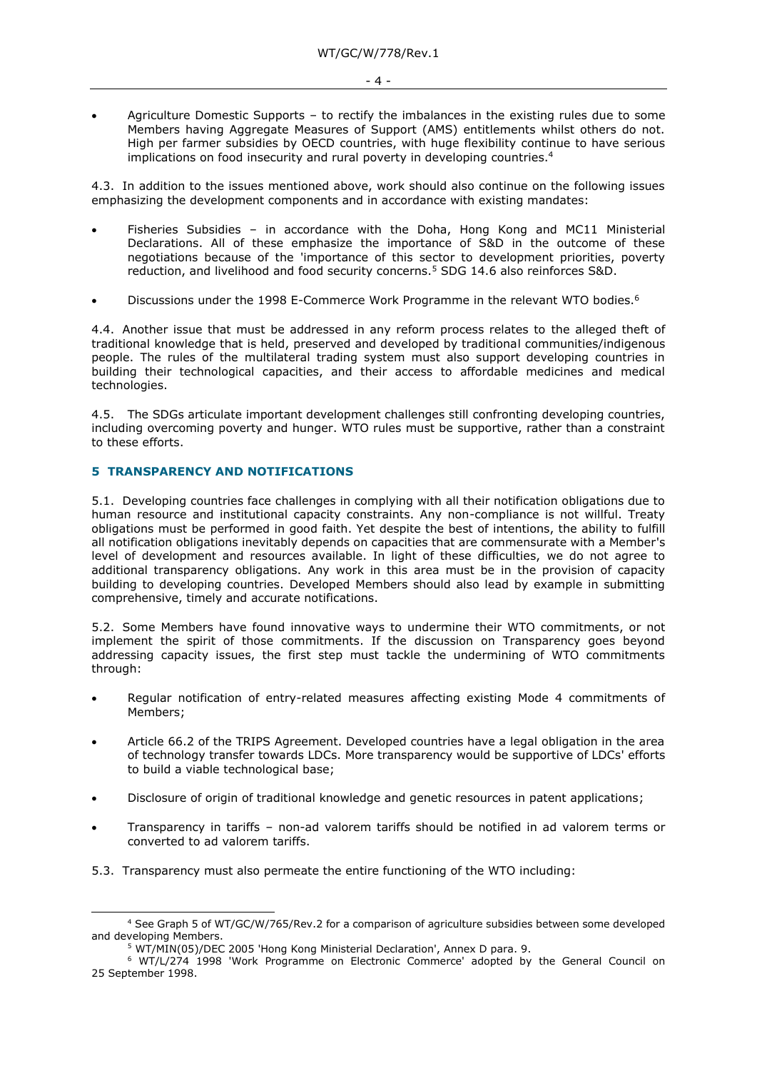- Agriculture Domestic Supports – to rectify the imbalances in the existing rules due to some Members having Aggregate Measures of Support (AMS) entitlements whilst others do not. High per farmer subsidies by OECD countries, with huge flexibility continue to have serious implications on food insecurity and rural poverty in developing countries.[4]

4.3. In addition to the issues mentioned above, work should also continue on the following issues emphasizing the development components and in accordance with existing mandates:

- Fisheries Subsidies – in accordance with the Doha, Hong Kong and MC11 Ministerial Declarations. All of these emphasize the importance of S&D in the outcome of these negotiations because of the 'importance of this sector to development priorities, poverty reduction, and livelihood and food security concerns.[5] SDG 14.6 also reinforces S&D.

- Discussions under the 1998 E-Commerce Work Programme in the relevant WTO bodies.[6]

4.4. Another issue that must be addressed in any reform process relates to the alleged theft of traditional knowledge that is held, preserved and developed by traditional communities/indigenous people. The rules of the multilateral trading system must also support developing countries in building their technological capacities, and their access to affordable medicines and medical technologies.

4.5. The SDGs articulate important development challenges still confronting developing countries, including overcoming poverty and hunger. WTO rules must be supportive, rather than a constraint to these efforts.

## 5 TRANSPARENCY AND NOTIFICATIONS

5.1. Developing countries face challenges in complying with all their notification obligations due to human resource and institutional capacity constraints. Any non-compliance is not willful. Treaty obligations must be performed in good faith. Yet despite the best of intentions, the ability to fulfill all notification obligations inevitably depends on capacities that are commensurate with a Member's level of development and resources available. In light of these difficulties, we do not agree to additional transparency obligations. Any work in this area must be in the provision of capacity building to developing countries. Developed Members should also lead by example in submitting comprehensive, timely and accurate notifications.

5.2. Some Members have found innovative ways to undermine their WTO commitments, or not implement the spirit of those commitments. If the discussion on Transparency goes beyond addressing capacity issues, the first step must tackle the undermining of WTO commitments through:

- Regular notification of entry-related measures affecting existing Mode 4 commitments of Members;

- Article 66.2 of the TRIPS Agreement. Developed countries have a legal obligation in the area of technology transfer towards LDCs. More transparency would be supportive of LDCs' efforts to build a viable technological base;

- Disclosure of origin of traditional knowledge and genetic resources in patent applications;

- Transparency in tariffs – non-ad valorem tariffs should be notified in ad valorem terms or converted to ad valorem tariffs.

5.3. Transparency must also permeate the entire functioning of the WTO including:

---

[4] See Graph 5 of WT/GC/W/765/Rev.2 for a comparison of agriculture subsidies between some developed and developing Members.

[5] WT/MIN(05)/DEC 2005 'Hong Kong Ministerial Declaration', Annex D para. 9.

[6] WT/L/274 1998 'Work Programme on Electronic Commerce' adopted by the General Council on 25 September 1998.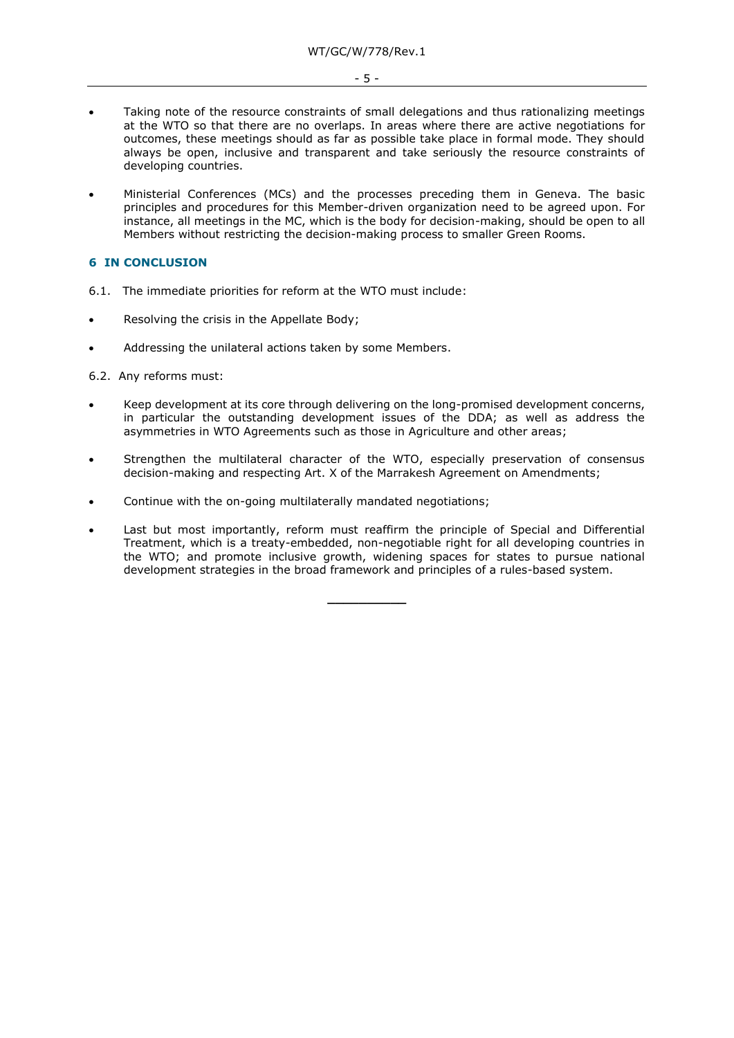- Taking note of the resource constraints of small delegations and thus rationalizing meetings at the WTO so that there are no overlaps. In areas where there are active negotiations for outcomes, these meetings should as far as possible take place in formal mode. They should always be open, inclusive and transparent and take seriously the resource constraints of developing countries.

- Ministerial Conferences (MCs) and the processes preceding them in Geneva. The basic principles and procedures for this Member-driven organization need to be agreed upon. For instance, all meetings in the MC, which is the body for decision-making, should be open to all Members without restricting the decision-making process to smaller Green Rooms.

## 6 IN CONCLUSION

6.1. The immediate priorities for reform at the WTO must include:

- Resolving the crisis in the Appellate Body;

- Addressing the unilateral actions taken by some Members.

6.2. Any reforms must:

- Keep development at its core through delivering on the long-promised development concerns, in particular the outstanding development issues of the DDA; as well as address the asymmetries in WTO Agreements such as those in Agriculture and other areas;

- Strengthen the multilateral character of the WTO, especially preservation of consensus decision-making and respecting Art. X of the Marrakesh Agreement on Amendments;

- Continue with the on-going multilaterally mandated negotiations;

- Last but most importantly, reform must reaffirm the principle of Special and Differential Treatment, which is a treaty-embedded, non-negotiable right for all developing countries in the WTO; and promote inclusive growth, widening spaces for states to pursue national development strategies in the broad framework and principles of a rules-based system.

__________